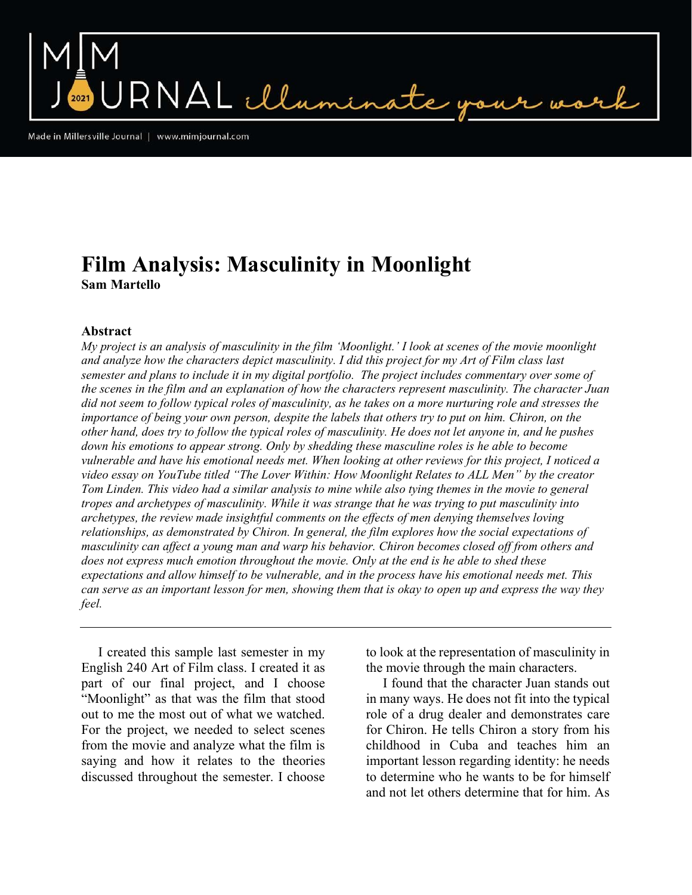# Film Analysis: Masculinity in Moonlight

**Sam Martello**

### Abstract

*My project is an analysis of masculinity in the film 'Moonlight.' I look at scenes of the movie moonlight and analyze how the characters depict masculinity. I did this project for my Art of Film class last semester and plans to include it in my digital portfolio. The project includes commentary over some of the scenes in the film and an explanation of how the characters represent masculinity. The character Juan did not seem to follow typical roles of masculinity, as he takes on a more nurturing role and stresses the importance of being your own person, despite the labels that others try to put on him. Chiron, on the other hand, does try to follow the typical roles of masculinity. He does not let anyone in, and he pushes down his emotions to appear strong. Only by shedding these masculine roles is he able to become vulnerable and have his emotional needs met. When looking at other reviews for this project, I noticed a video essay on YouTube titled "The Lover Within: How Moonlight Relates to ALL Men" by the creator Tom Linden. This video had a similar analysis to mine while also tying themes in the movie to general tropes and archetypes of masculinity. While it was strange that he was trying to put masculinity into archetypes, the review made insightful comments on the effects of men denying themselves loving relationships, as demonstrated by Chiron. In general, the film explores how the social expectations of masculinity can affect a young man and warp his behavior. Chiron becomes closed off from others and does not express much emotion throughout the movie. Only at the end is he able to shed these expectations and allow himself to be vulnerable, and in the process have his emotional needs met. This can serve as an important lesson for men, showing them that is okay to open up and express the way they feel.*

---

I created this sample last semester in my English 240 Art of Film class. I created it as part of our final project, and I choose "Moonlight" as that was the film that stood out to me the most out of what we watched. For the project, we needed to select scenes from the movie and analyze what the film is saying and how it relates to the theories discussed throughout the semester. I choose to look at the representation of masculinity in the movie through the main characters.

I found that the character Juan stands out in many ways. He does not fit into the typical role of a drug dealer and demonstrates care for Chiron. He tells Chiron a story from his childhood in Cuba and teaches him an important lesson regarding identity: he needs to determine who he wants to be for himself and not let others determine that for him. As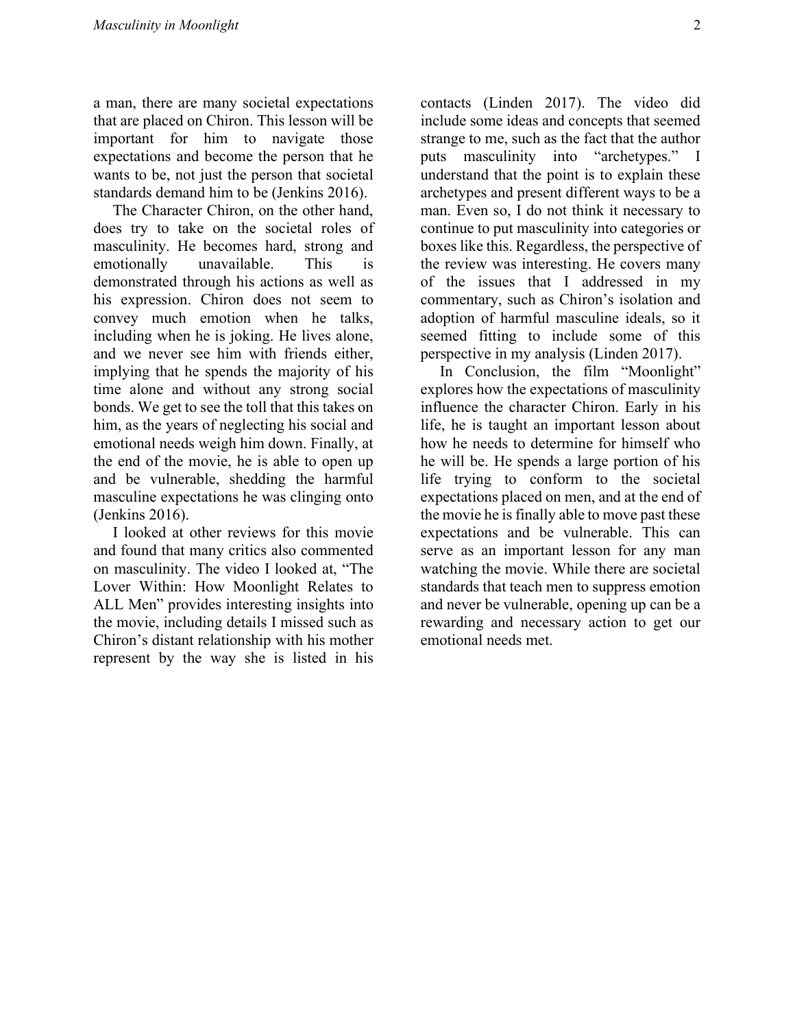a man, there are many societal expectations that are placed on Chiron. This lesson will be important for him to navigate those expectations and become the person that he wants to be, not just the person that societal standards demand him to be (Jenkins 2016).

The Character Chiron, on the other hand, does try to take on the societal roles of masculinity. He becomes hard, strong and emotionally unavailable. This is demonstrated through his actions as well as his expression. Chiron does not seem to convey much emotion when he talks, including when he is joking. He lives alone, and we never see him with friends either, implying that he spends the majority of his time alone and without any strong social bonds. We get to see the toll that this takes on him, as the years of neglecting his social and emotional needs weigh him down. Finally, at the end of the movie, he is able to open up and be vulnerable, shedding the harmful masculine expectations he was clinging onto (Jenkins 2016).

I looked at other reviews for this movie and found that many critics also commented on masculinity. The video I looked at, "The Lover Within: How Moonlight Relates to ALL Men" provides interesting insights into the movie, including details I missed such as Chiron's distant relationship with his mother represent by the way she is listed in his contacts (Linden 2017). The video did include some ideas and concepts that seemed strange to me, such as the fact that the author puts masculinity into "archetypes." I understand that the point is to explain these archetypes and present different ways to be a man. Even so, I do not think it necessary to continue to put masculinity into categories or boxes like this. Regardless, the perspective of the review was interesting. He covers many of the issues that I addressed in my commentary, such as Chiron's isolation and adoption of harmful masculine ideals, so it seemed fitting to include some of this perspective in my analysis (Linden 2017).

In Conclusion, the film "Moonlight" explores how the expectations of masculinity influence the character Chiron. Early in his life, he is taught an important lesson about how he needs to determine for himself who he will be. He spends a large portion of his life trying to conform to the societal expectations placed on men, and at the end of the movie he is finally able to move past these expectations and be vulnerable. This can serve as an important lesson for any man watching the movie. While there are societal standards that teach men to suppress emotion and never be vulnerable, opening up can be a rewarding and necessary action to get our emotional needs met.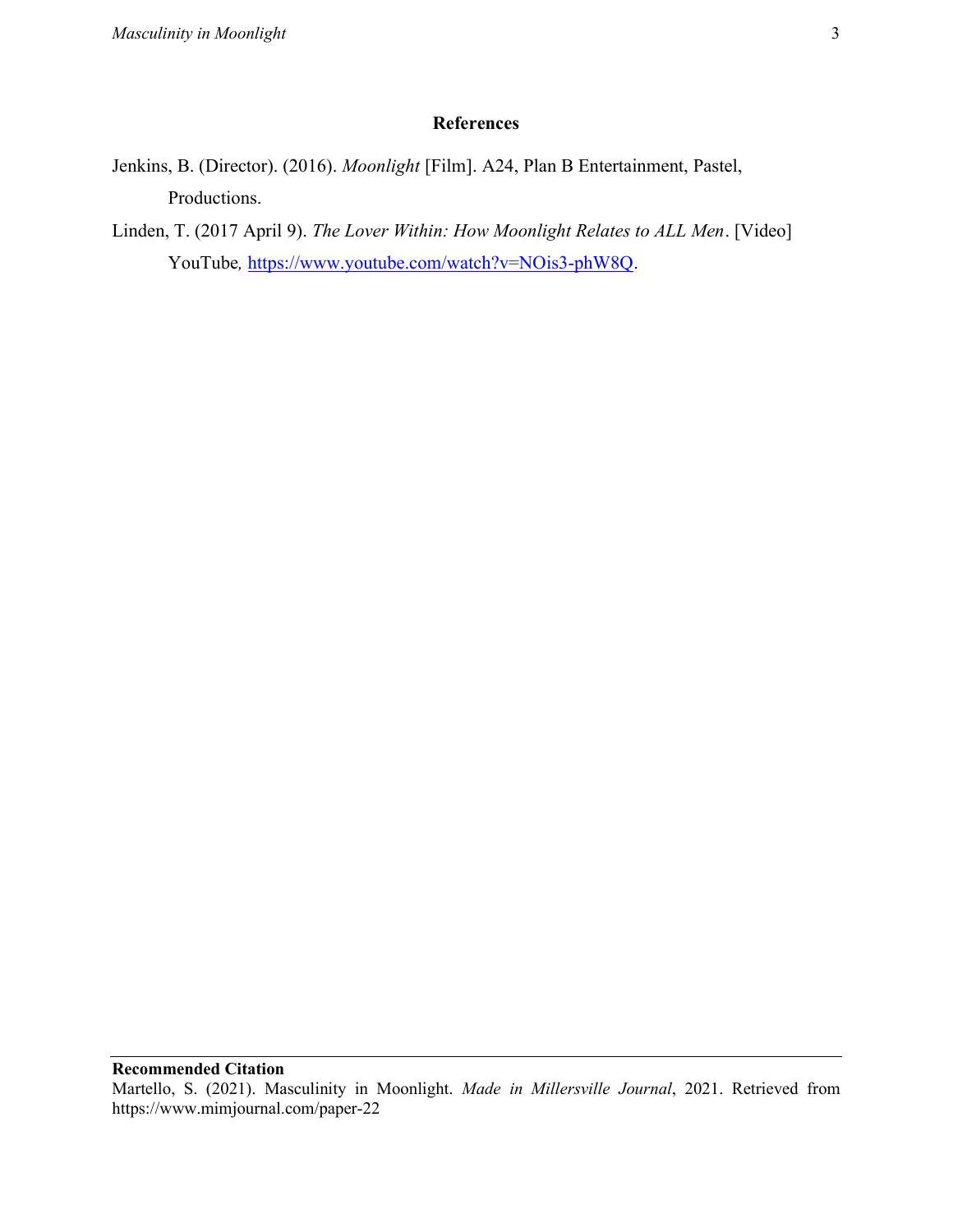## References

Jenkins, B. (Director). (2016). *Moonlight* [Film]. A24, Plan B Entertainment, Pastel, Productions.

Linden, T. (2017 April 9). *The Lover Within: How Moonlight Relates to ALL Men*. [Video] YouTube, https://www.youtube.com/watch?v=NOis3-phW8Q.

---

**Recommended Citation**
Martello, S. (2021). Masculinity in Moonlight. *Made in Millersville Journal*, 2021. Retrieved from https://www.mimjournal.com/paper-22